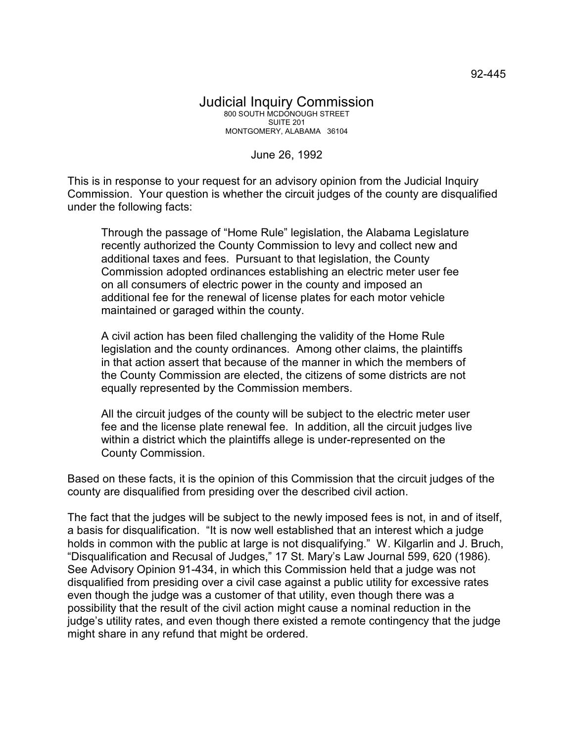92-445

# Judicial Inquiry Commission

800 SOUTH MCDONOUGH STREET
SUITE 201
MONTGOMERY, ALABAMA 36104

June 26, 1992

This is in response to your request for an advisory opinion from the Judicial Inquiry Commission. Your question is whether the circuit judges of the county are disqualified under the following facts:

> Through the passage of "Home Rule" legislation, the Alabama Legislature recently authorized the County Commission to levy and collect new and additional taxes and fees. Pursuant to that legislation, the County Commission adopted ordinances establishing an electric meter user fee on all consumers of electric power in the county and imposed an additional fee for the renewal of license plates for each motor vehicle maintained or garaged within the county.
>
> A civil action has been filed challenging the validity of the Home Rule legislation and the county ordinances. Among other claims, the plaintiffs in that action assert that because of the manner in which the members of the County Commission are elected, the citizens of some districts are not equally represented by the Commission members.
>
> All the circuit judges of the county will be subject to the electric meter user fee and the license plate renewal fee. In addition, all the circuit judges live within a district which the plaintiffs allege is under-represented on the County Commission.

Based on these facts, it is the opinion of this Commission that the circuit judges of the county are disqualified from presiding over the described civil action.

The fact that the judges will be subject to the newly imposed fees is not, in and of itself, a basis for disqualification. "It is now well established that an interest which a judge holds in common with the public at large is not disqualifying." W. Kilgarlin and J. Bruch, "Disqualification and Recusal of Judges," 17 St. Mary's Law Journal 599, 620 (1986). See Advisory Opinion 91-434, in which this Commission held that a judge was not disqualified from presiding over a civil case against a public utility for excessive rates even though the judge was a customer of that utility, even though there was a possibility that the result of the civil action might cause a nominal reduction in the judge's utility rates, and even though there existed a remote contingency that the judge might share in any refund that might be ordered.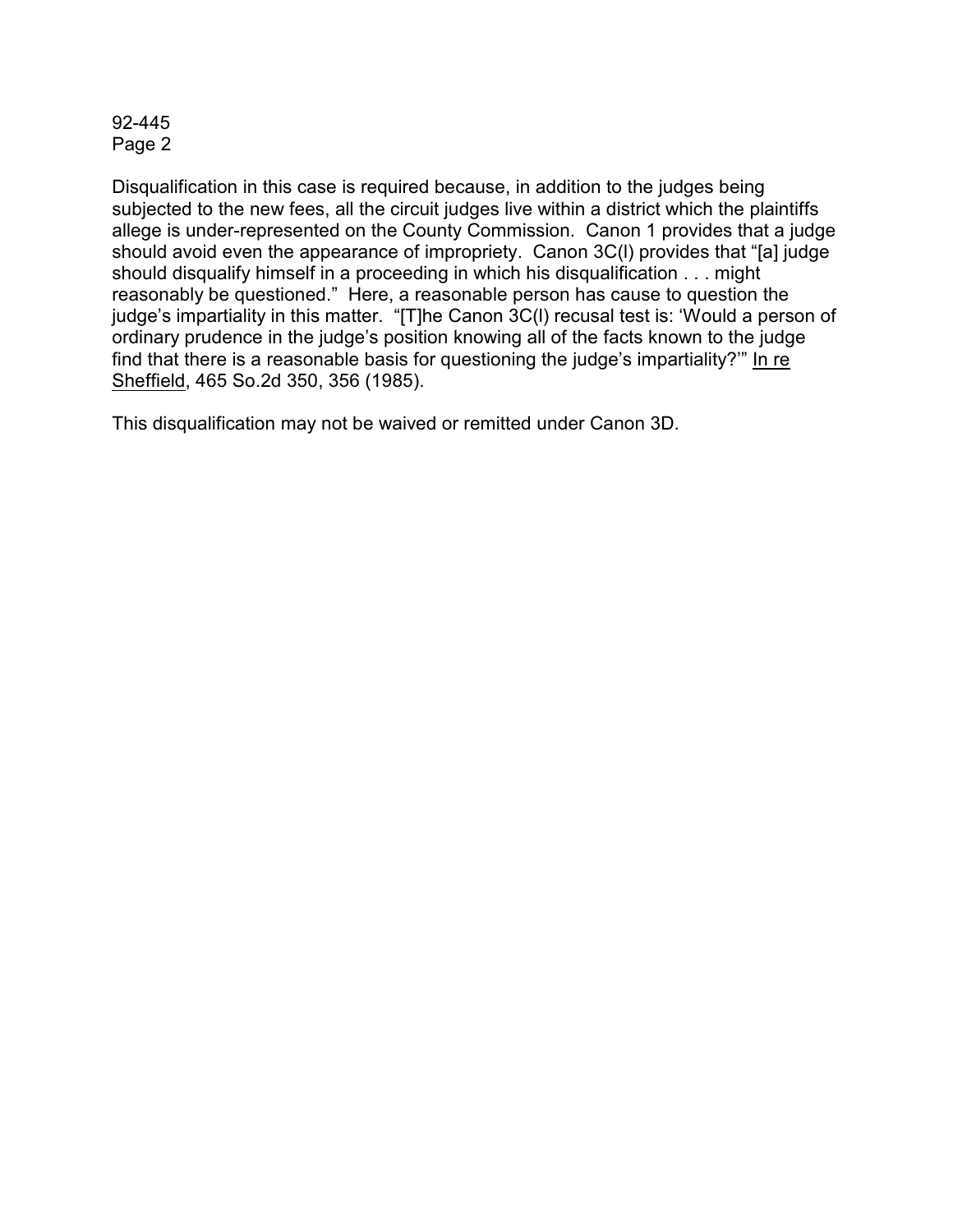Disqualification in this case is required because, in addition to the judges being subjected to the new fees, all the circuit judges live within a district which the plaintiffs allege is under-represented on the County Commission. Canon 1 provides that a judge should avoid even the appearance of impropriety. Canon 3C(l) provides that "[a] judge should disqualify himself in a proceeding in which his disqualification . . . might reasonably be questioned." Here, a reasonable person has cause to question the judge's impartiality in this matter. "[T]he Canon 3C(l) recusal test is: 'Would a person of ordinary prudence in the judge's position knowing all of the facts known to the judge find that there is a reasonable basis for questioning the judge's impartiality?'" In re Sheffield, 465 So.2d 350, 356 (1985).

This disqualification may not be waived or remitted under Canon 3D.